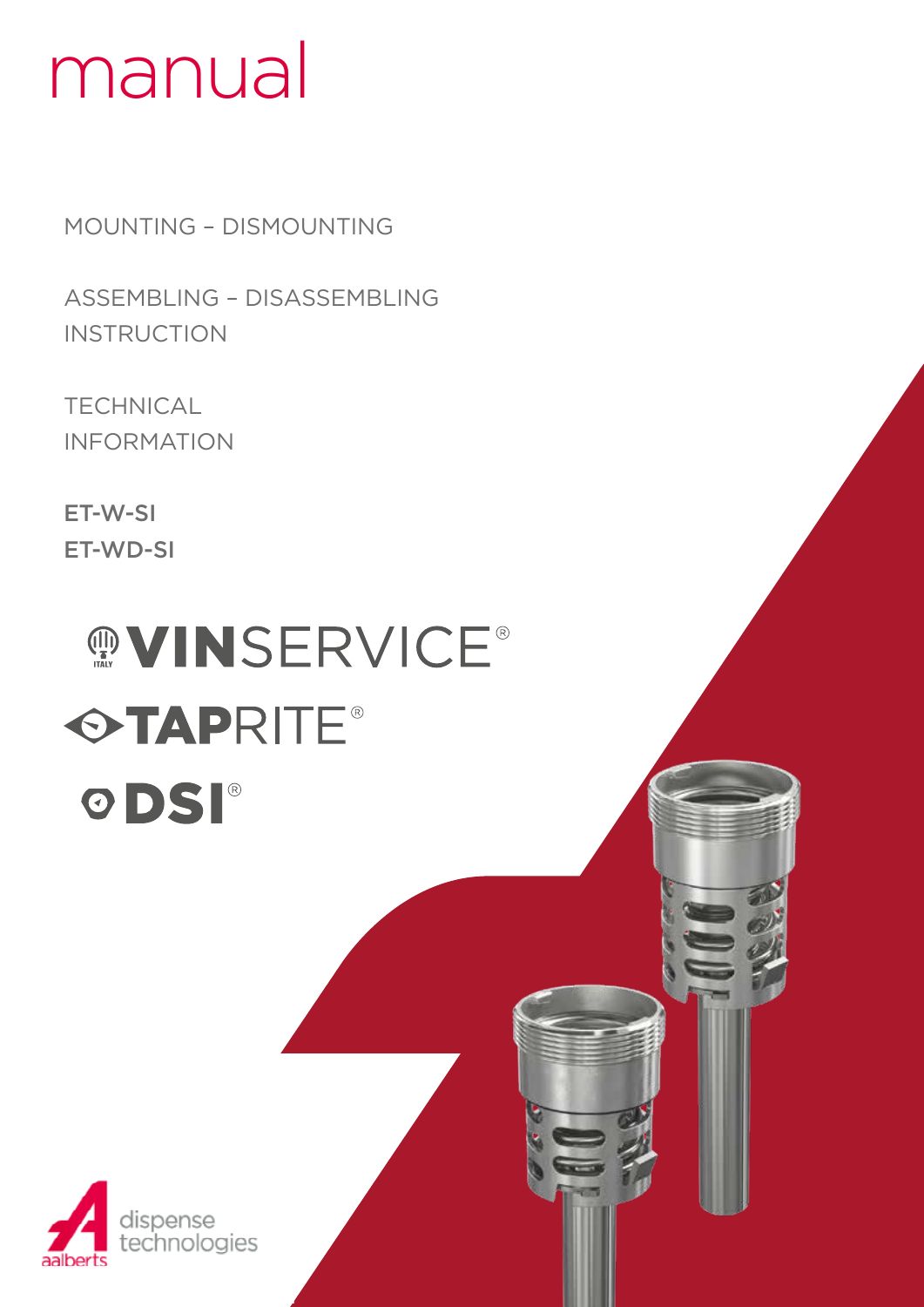# manual

MOUNTING – DISMOUNTING

ASSEMBLING – DISASSEMBLING INSTRUCTION

TECHNICAL INFORMATION

ET-W-SI
ET-WD-SI

VINSERVICE®
TAPRITE®
DSI®

aalberts dispense technologies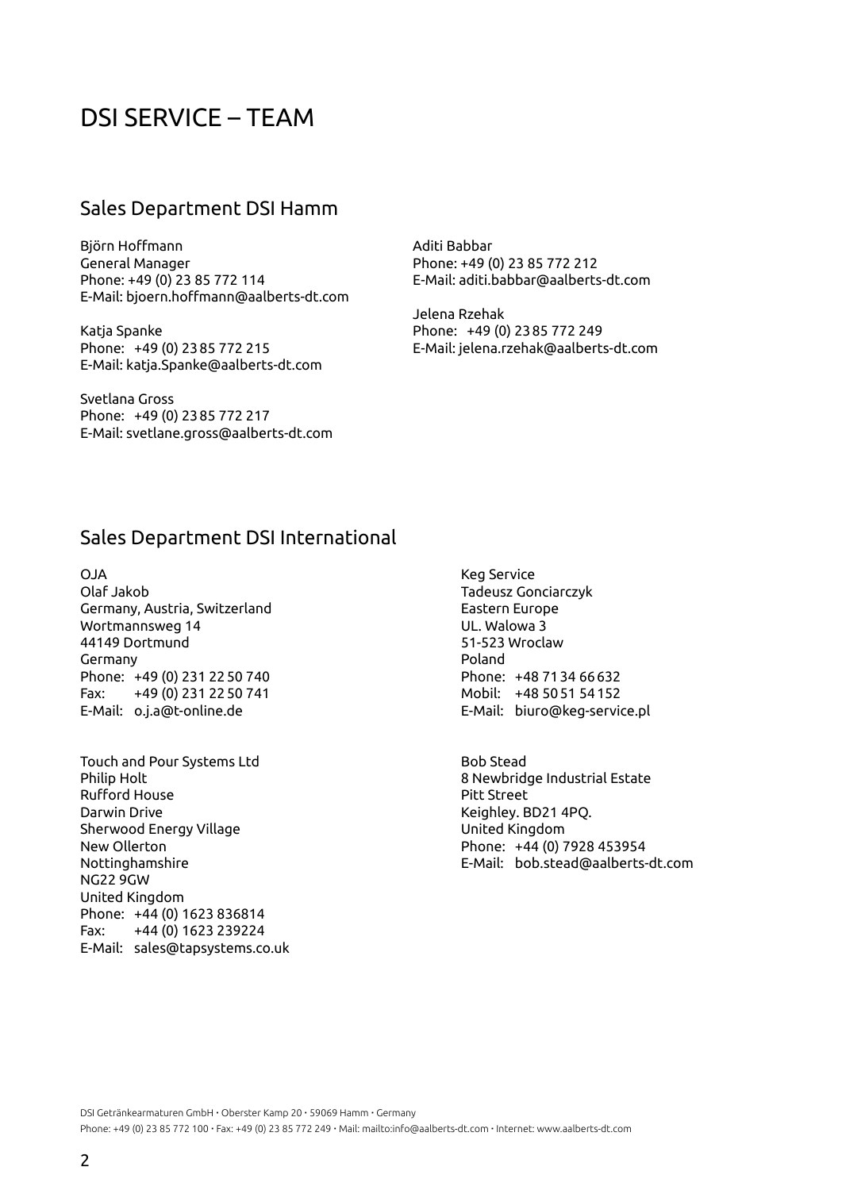# DSI SERVICE – TEAM

## Sales Department DSI Hamm

Björn Hoffmann
General Manager
Phone: +49 (0) 23 85 772 114
E-Mail: bjoern.hoffmann@aalberts-dt.com

Katja Spanke
Phone: +49 (0) 23 85 772 215
E-Mail: katja.Spanke@aalberts-dt.com

Svetlana Gross
Phone: +49 (0) 23 85 772 217
E-Mail: svetlane.gross@aalberts-dt.com

Aditi Babbar
Phone: +49 (0) 23 85 772 212
E-Mail: aditi.babbar@aalberts-dt.com

Jelena Rzehak
Phone: +49 (0) 23 85 772 249
E-Mail: jelena.rzehak@aalberts-dt.com

## Sales Department DSI International

OJA
Olaf Jakob
Germany, Austria, Switzerland
Wortmannsweg 14
44149 Dortmund
Germany
Phone: +49 (0) 231 22 50 740
Fax: +49 (0) 231 22 50 741
E-Mail: o.j.a@t-online.de

Touch and Pour Systems Ltd
Philip Holt
Rufford House
Darwin Drive
Sherwood Energy Village
New Ollerton
Nottinghamshire
NG22 9GW
United Kingdom
Phone: +44 (0) 1623 836814
Fax: +44 (0) 1623 239224
E-Mail: sales@tapsystems.co.uk

Keg Service
Tadeusz Gonciarczyk
Eastern Europe
UL. Walowa 3
51-523 Wroclaw
Poland
Phone: +48 71 34 66 632
Mobil: +48 50 51 54 152
E-Mail: biuro@keg-service.pl

Bob Stead
8 Newbridge Industrial Estate
Pitt Street
Keighley. BD21 4PQ.
United Kingdom
Phone: +44 (0) 7928 453954
E-Mail: bob.stead@aalberts-dt.com

DSI Getränkearmaturen GmbH • Oberster Kamp 20 • 59069 Hamm • Germany
Phone: +49 (0) 23 85 772 100 • Fax: +49 (0) 23 85 772 249 • Mail: mailto:info@aalberts-dt.com • Internet: www.aalberts-dt.com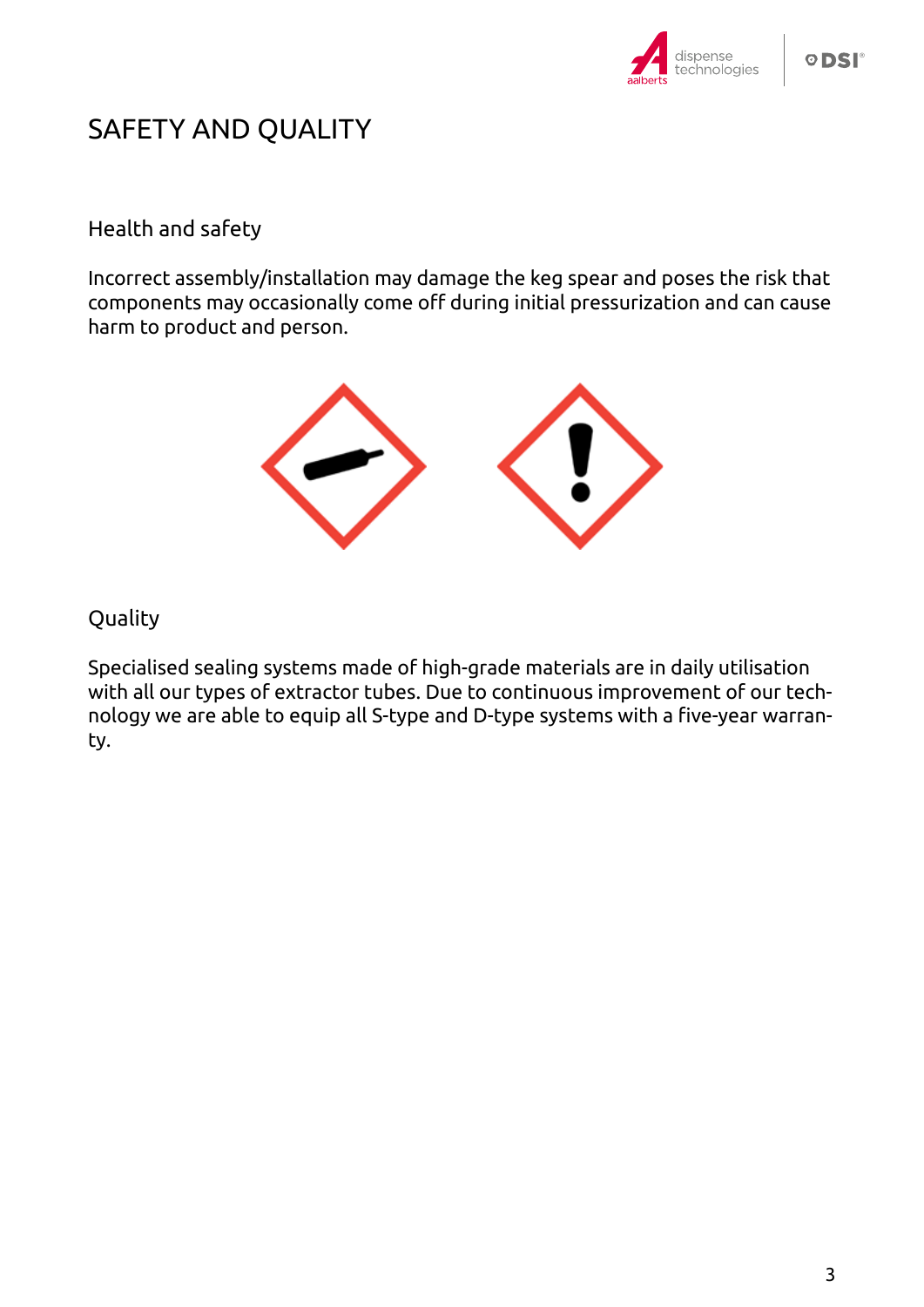# SAFETY AND QUALITY

## Health and safety

Incorrect assembly/installation may damage the keg spear and poses the risk that components may occasionally come off during initial pressurization and can cause harm to product and person.

## Quality

Specialised sealing systems made of high-grade materials are in daily utilisation with all our types of extractor tubes. Due to continuous improvement of our technology we are able to equip all S-type and D-type systems with a five-year warranty.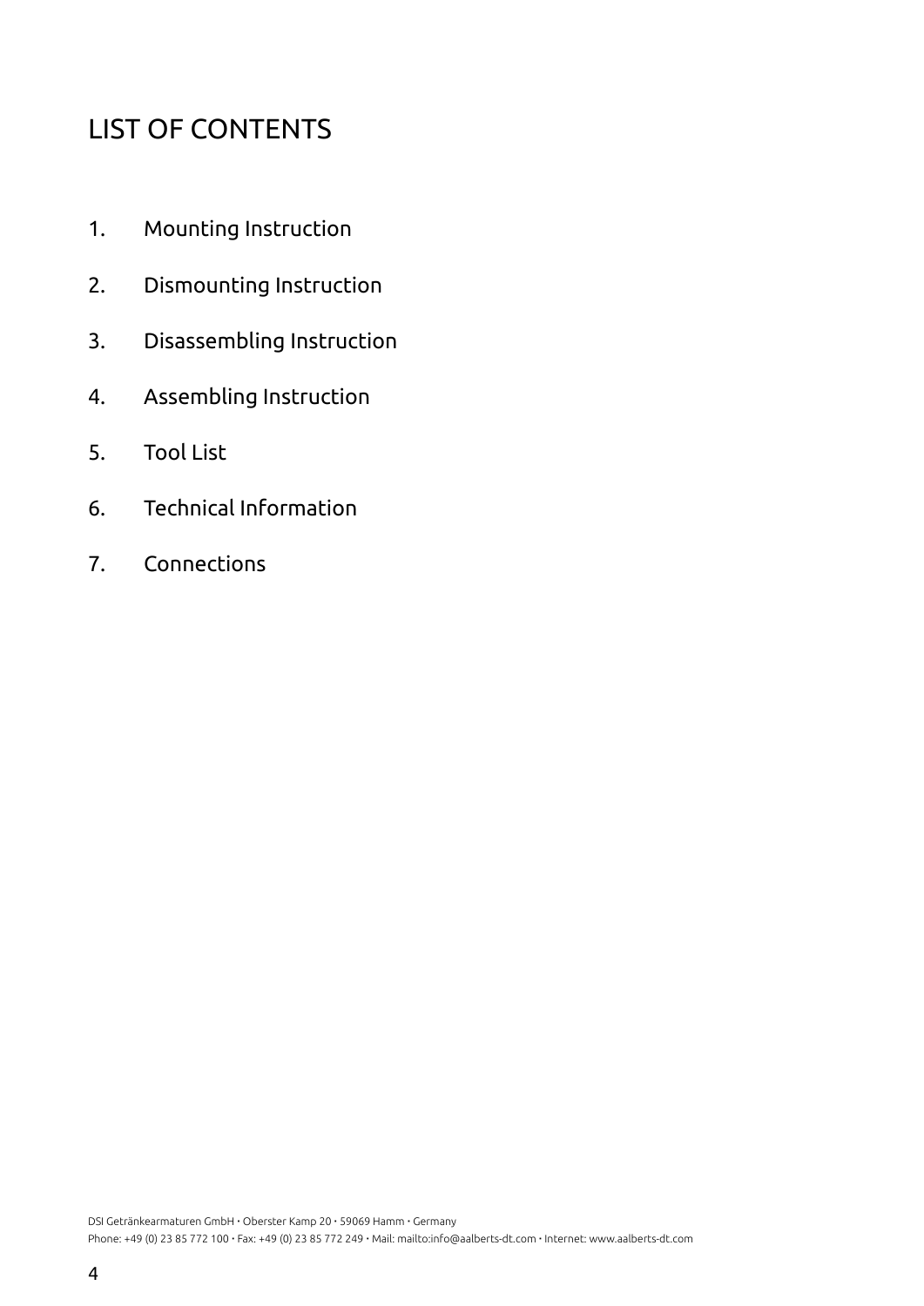# LIST OF CONTENTS

1. Mounting Instruction
2. Dismounting Instruction
3. Disassembling Instruction
4. Assembling Instruction
5. Tool List
6. Technical Information
7. Connections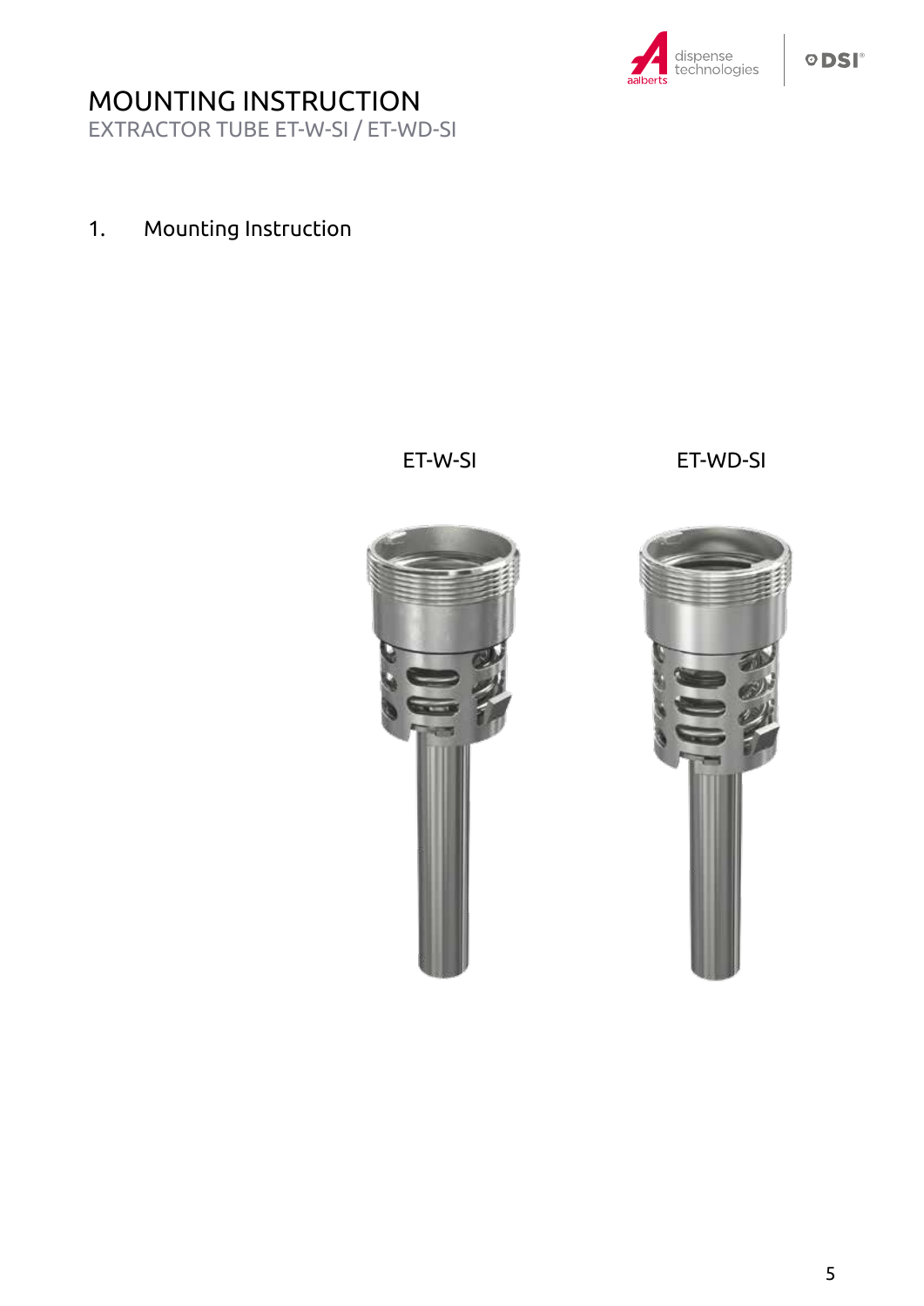# MOUNTING INSTRUCTION

EXTRACTOR TUBE ET-W-SI / ET-WD-SI

## 1. Mounting Instruction

ET-W-SI

ET-WD-SI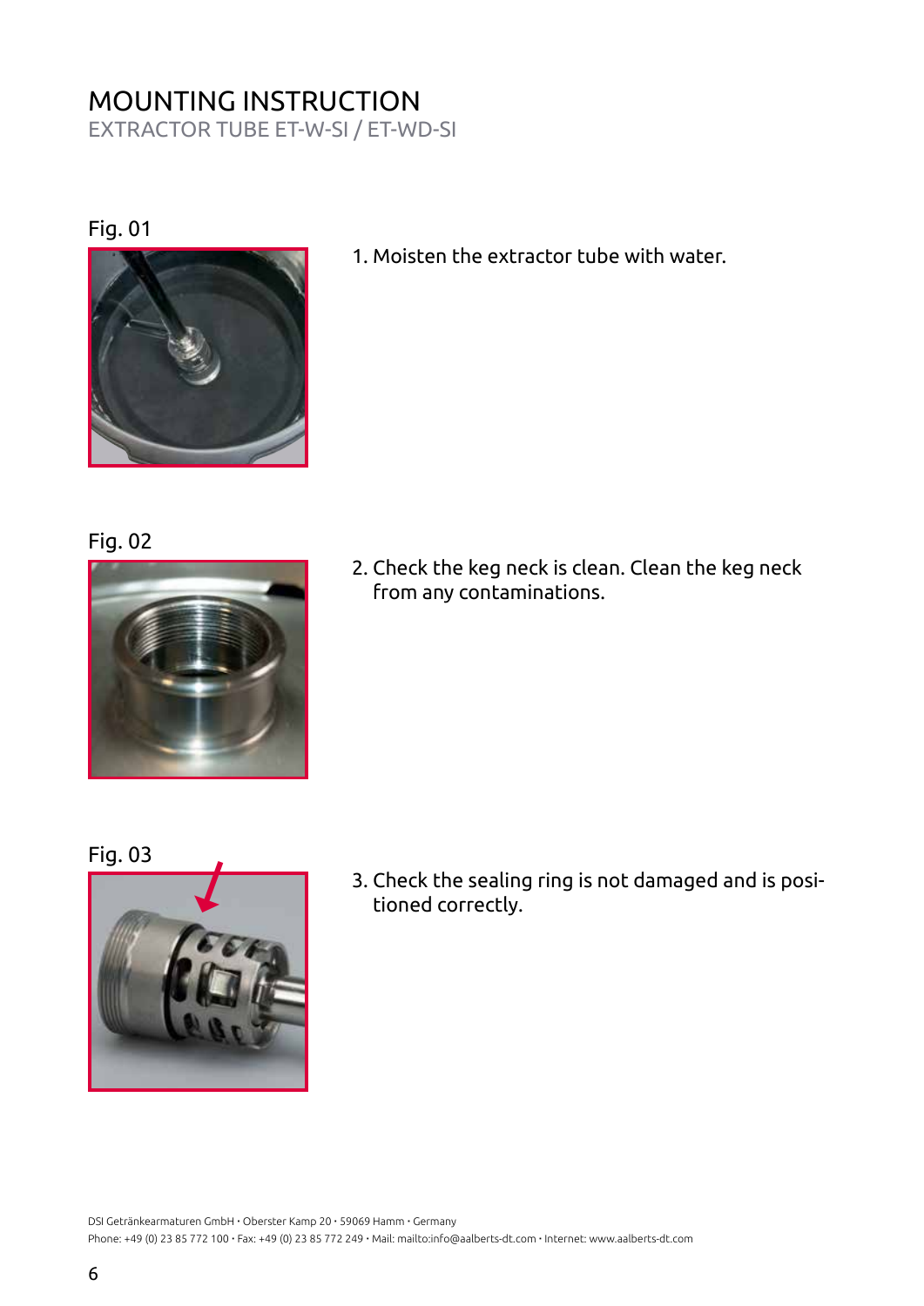# MOUNTING INSTRUCTION

## EXTRACTOR TUBE ET-W-SI / ET-WD-SI

Fig. 01

1. Moisten the extractor tube with water.

Fig. 02

2. Check the keg neck is clean. Clean the keg neck from any contaminations.

Fig. 03

3. Check the sealing ring is not damaged and is positioned correctly.

DSI Getränkearmaturen GmbH · Oberster Kamp 20 · 59069 Hamm · Germany
Phone: +49 (0) 23 85 772 100 · Fax: +49 (0) 23 85 772 249 · Mail: mailto:info@aalberts-dt.com · Internet: www.aalberts-dt.com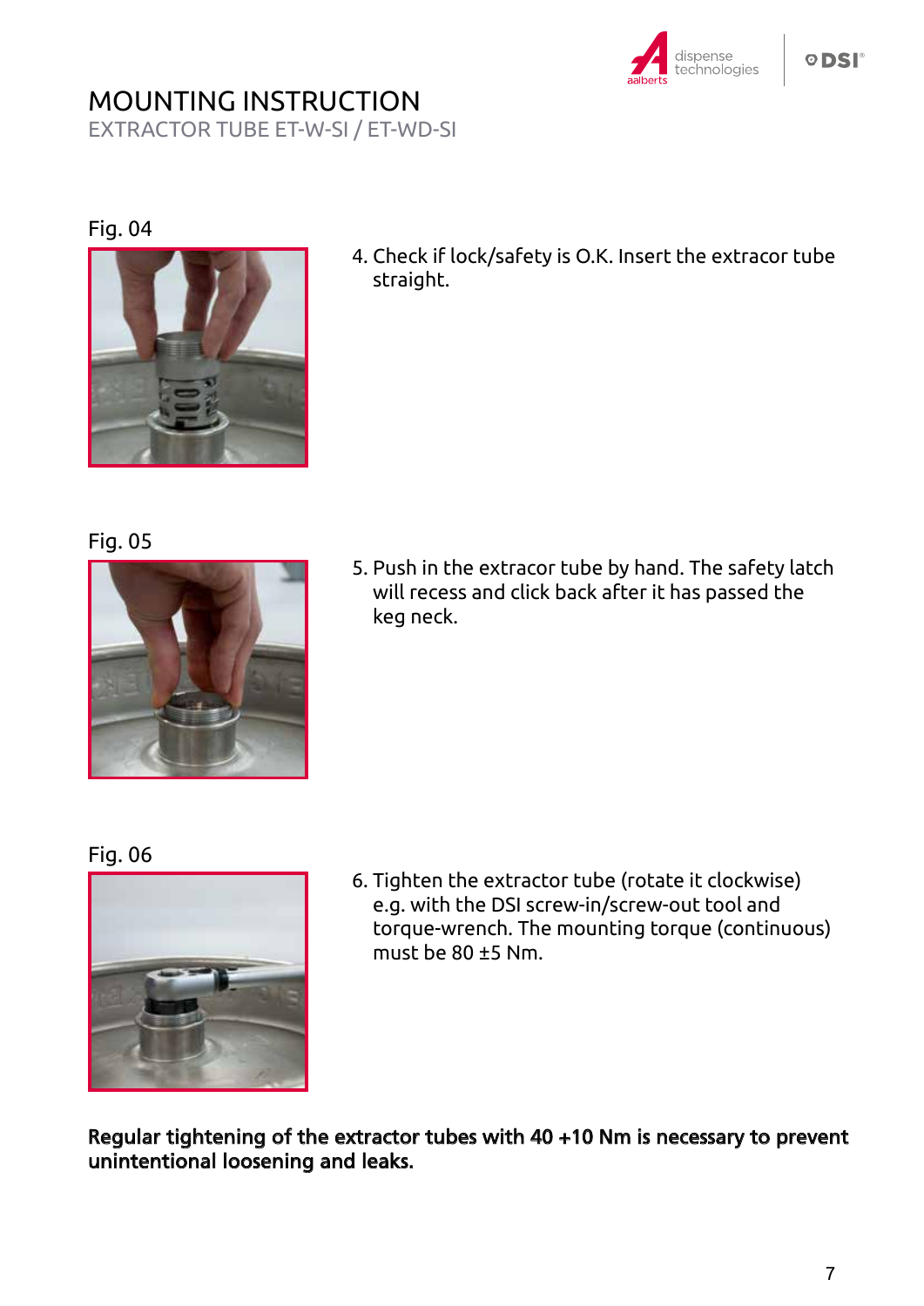# MOUNTING INSTRUCTION

EXTRACTOR TUBE ET-W-SI / ET-WD-SI

Fig. 04

4. Check if lock/safety is O.K. Insert the extracor tube straight.

Fig. 05

5. Push in the extracor tube by hand. The safety latch will recess and click back after it has passed the keg neck.

Fig. 06

6. Tighten the extractor tube (rotate it clockwise) e.g. with the DSI screw-in/screw-out tool and torque-wrench. The mounting torque (continuous) must be 80 ±5 Nm.

**Regular tightening of the extractor tubes with 40 +10 Nm is necessary to prevent unintentional loosening and leaks.**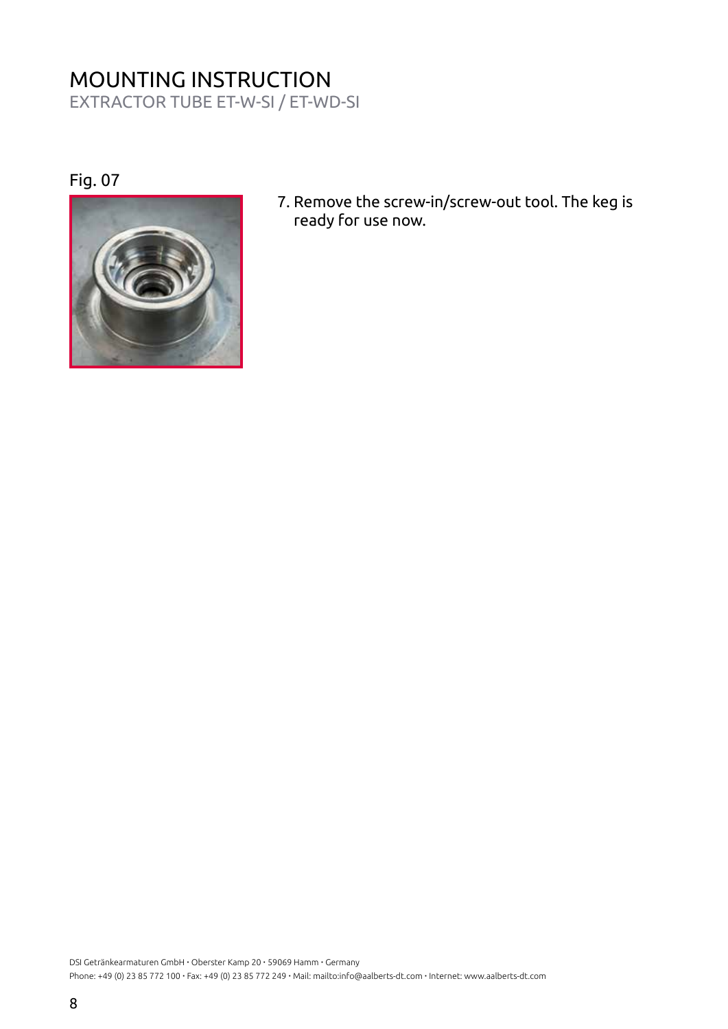# MOUNTING INSTRUCTION

## EXTRACTOR TUBE ET-W-SI / ET-WD-SI

Fig. 07

7. Remove the screw-in/screw-out tool. The keg is ready for use now.

DSI Getränkearmaturen GmbH • Oberster Kamp 20 • 59069 Hamm • Germany
Phone: +49 (0) 23 85 772 100 • Fax: +49 (0) 23 85 772 249 • Mail: mailto:info@aalberts-dt.com • Internet: www.aalberts-dt.com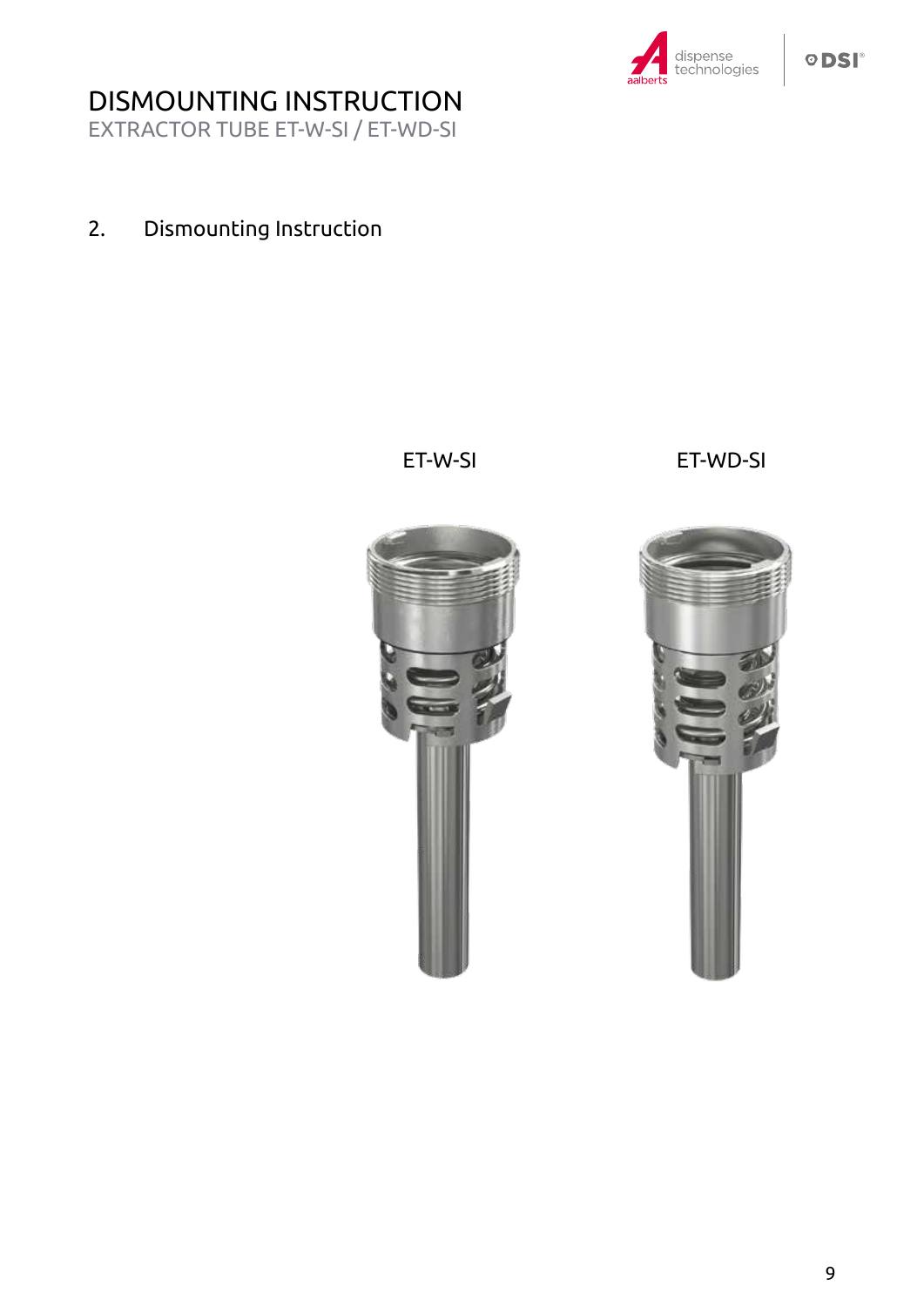## 2. Dismounting Instruction

ET-W-SI

ET-WD-SI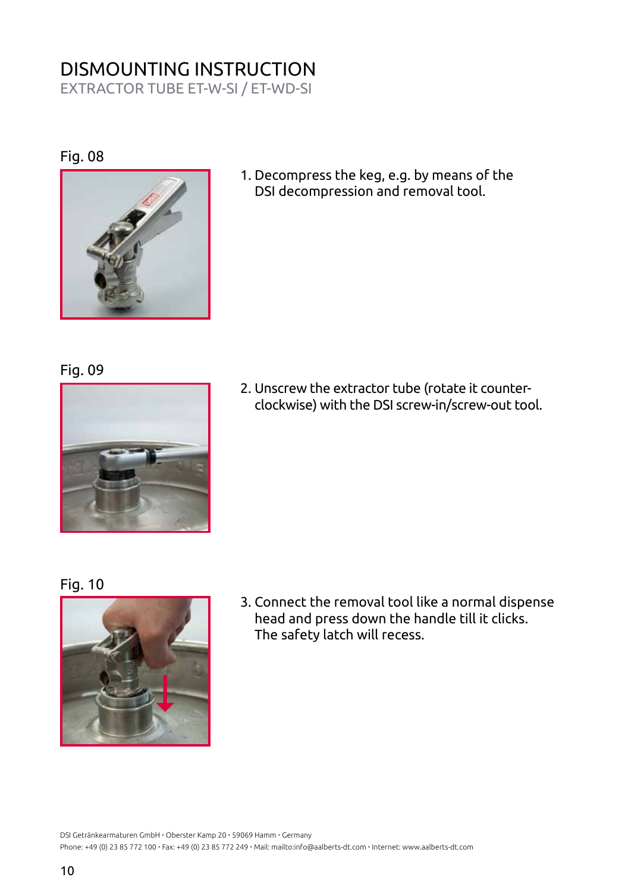# DISMOUNTING INSTRUCTION

## EXTRACTOR TUBE ET-W-SI / ET-WD-SI

Fig. 08

1. Decompress the keg, e.g. by means of the DSI decompression and removal tool.

Fig. 09

2. Unscrew the extractor tube (rotate it counter-clockwise) with the DSI screw-in/screw-out tool.

Fig. 10

3. Connect the removal tool like a normal dispense head and press down the handle till it clicks. The safety latch will recess.

DSI Getränkearmaturen GmbH · Oberster Kamp 20 · 59069 Hamm · Germany
Phone: +49 (0) 23 85 772 100 · Fax: +49 (0) 23 85 772 249 · Mail: mailto:info@aalberts-dt.com · Internet: www.aalberts-dt.com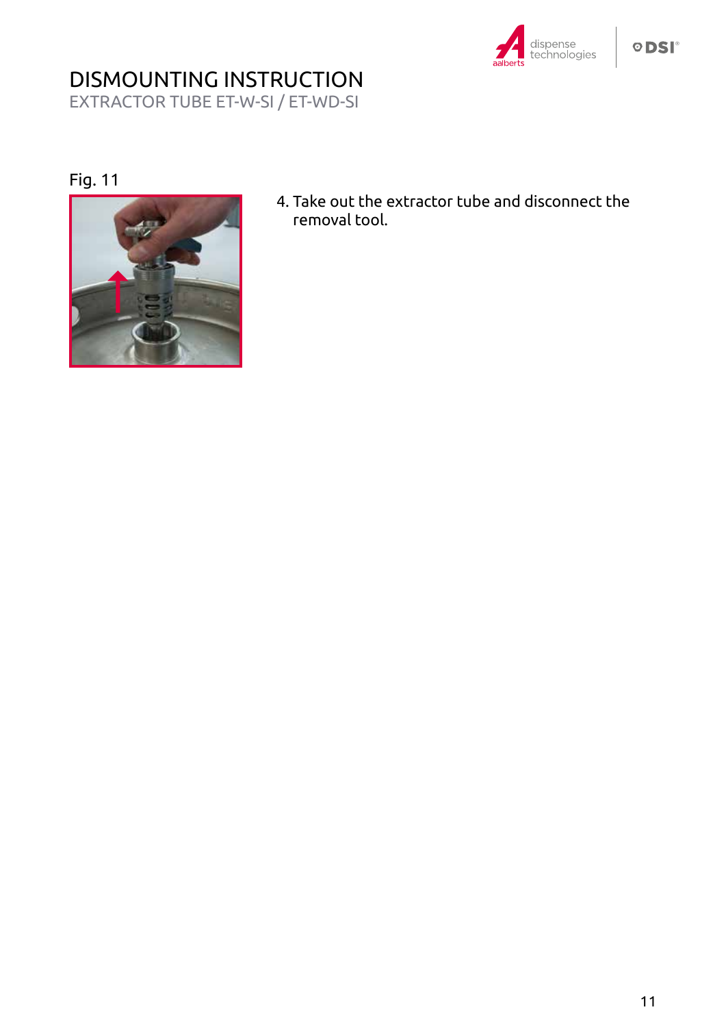# DISMOUNTING INSTRUCTION

EXTRACTOR TUBE ET-W-SI / ET-WD-SI

Fig. 11

4. Take out the extractor tube and disconnect the removal tool.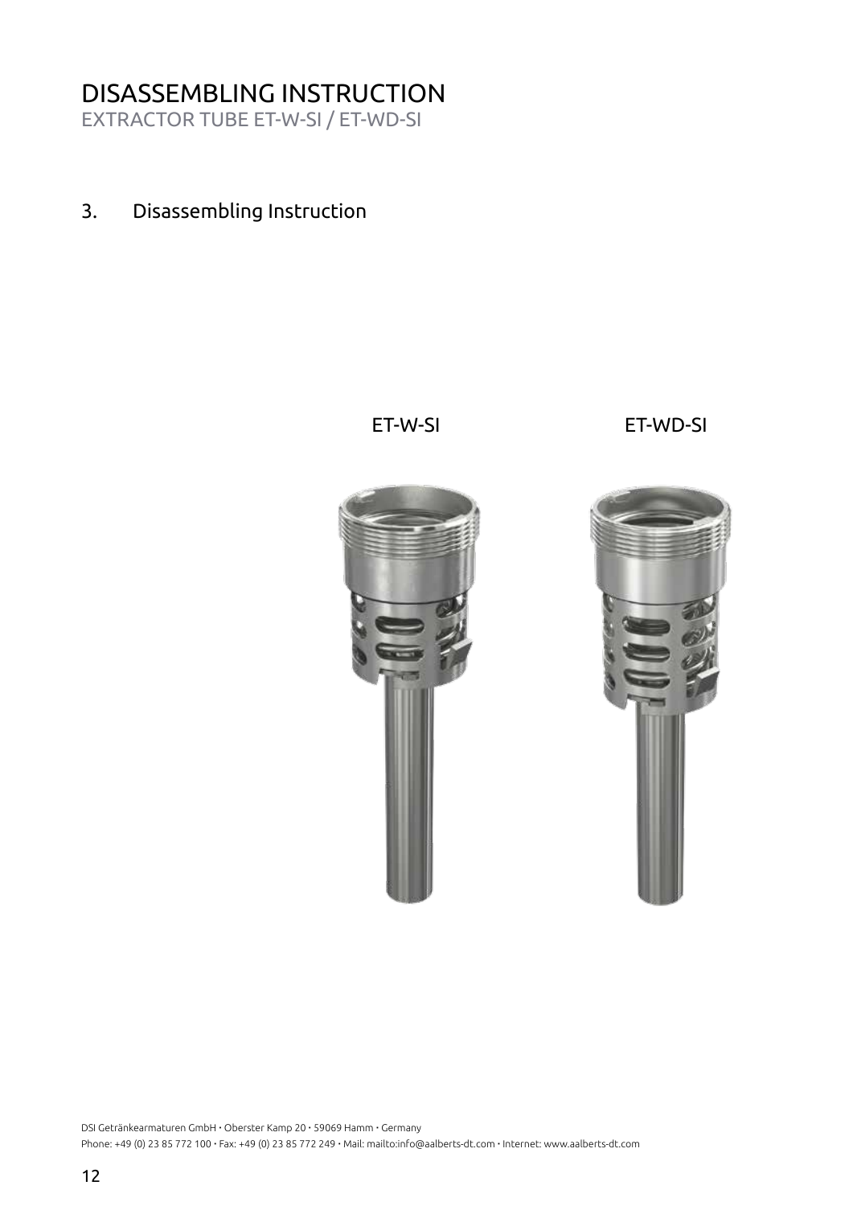# DISASSEMBLING INSTRUCTION

EXTRACTOR TUBE ET-W-SI / ET-WD-SI

## 3. Disassembling Instruction

ET-W-SI

ET-WD-SI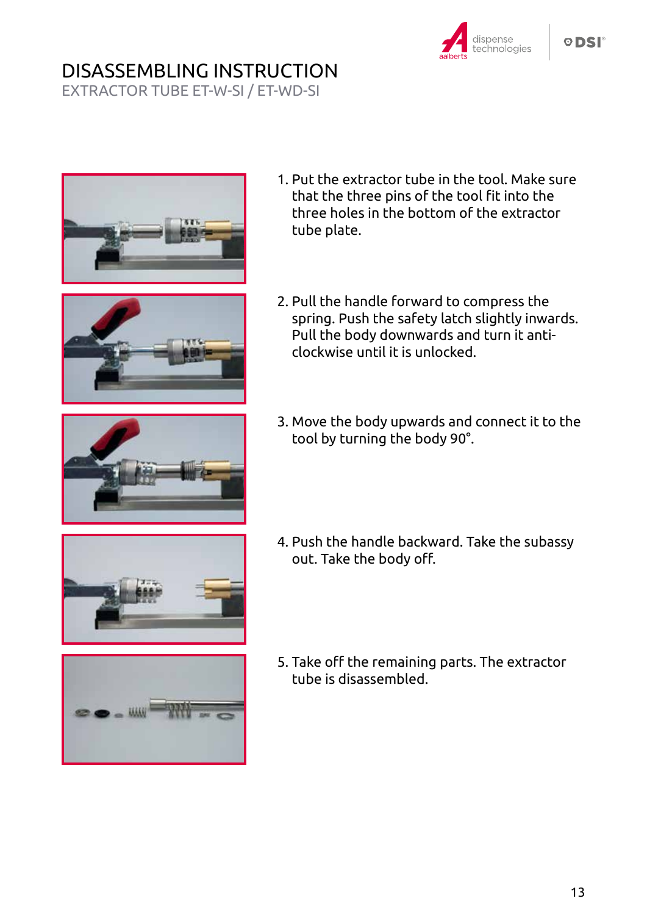# DISASSEMBLING INSTRUCTION

## EXTRACTOR TUBE ET-W-SI / ET-WD-SI

1. Put the extractor tube in the tool. Make sure that the three pins of the tool fit into the three holes in the bottom of the extractor tube plate.
2. Pull the handle forward to compress the spring. Push the safety latch slightly inwards. Pull the body downwards and turn it anti-clockwise until it is unlocked.
3. Move the body upwards and connect it to the tool by turning the body 90°.
4. Push the handle backward. Take the subassy out. Take the body off.
5. Take off the remaining parts. The extractor tube is disassembled.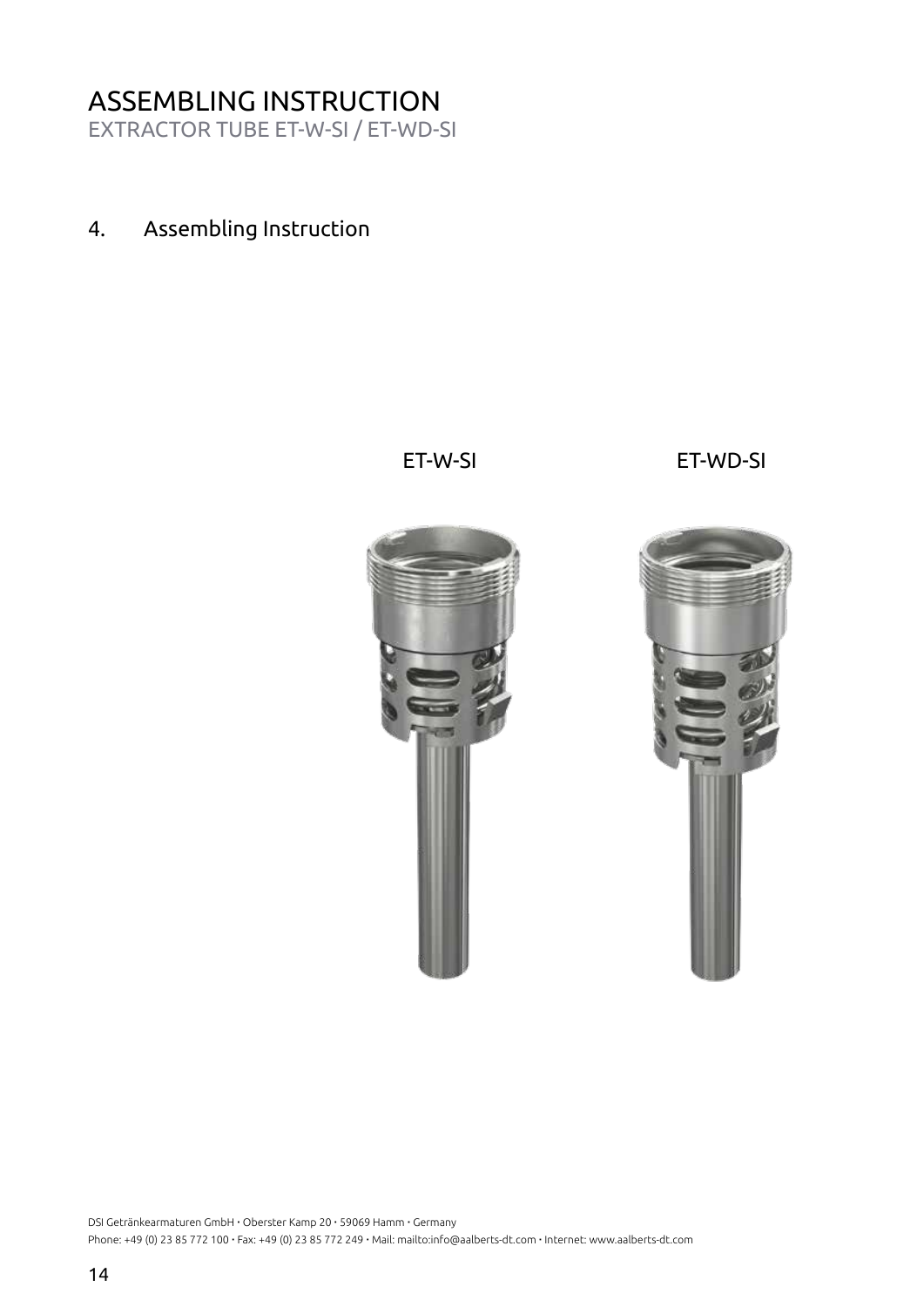# ASSEMBLING INSTRUCTION

EXTRACTOR TUBE ET-W-SI / ET-WD-SI

## 4. Assembling Instruction

ET-W-SI

ET-WD-SI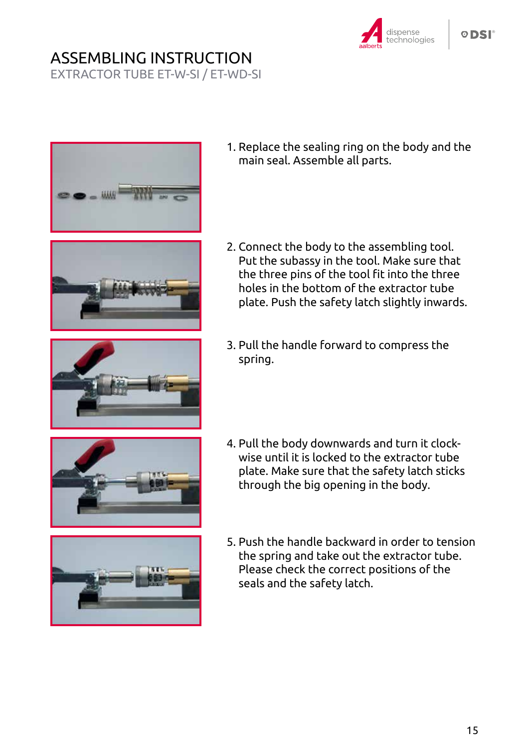# ASSEMBLING INSTRUCTION

## EXTRACTOR TUBE ET-W-SI / ET-WD-SI

1. Replace the sealing ring on the body and the main seal. Assemble all parts.

2. Connect the body to the assembling tool. Put the subassy in the tool. Make sure that the three pins of the tool fit into the three holes in the bottom of the extractor tube plate. Push the safety latch slightly inwards.

3. Pull the handle forward to compress the spring.

4. Pull the body downwards and turn it clockwise until it is locked to the extractor tube plate. Make sure that the safety latch sticks through the big opening in the body.

5. Push the handle backward in order to tension the spring and take out the extractor tube. Please check the correct positions of the seals and the safety latch.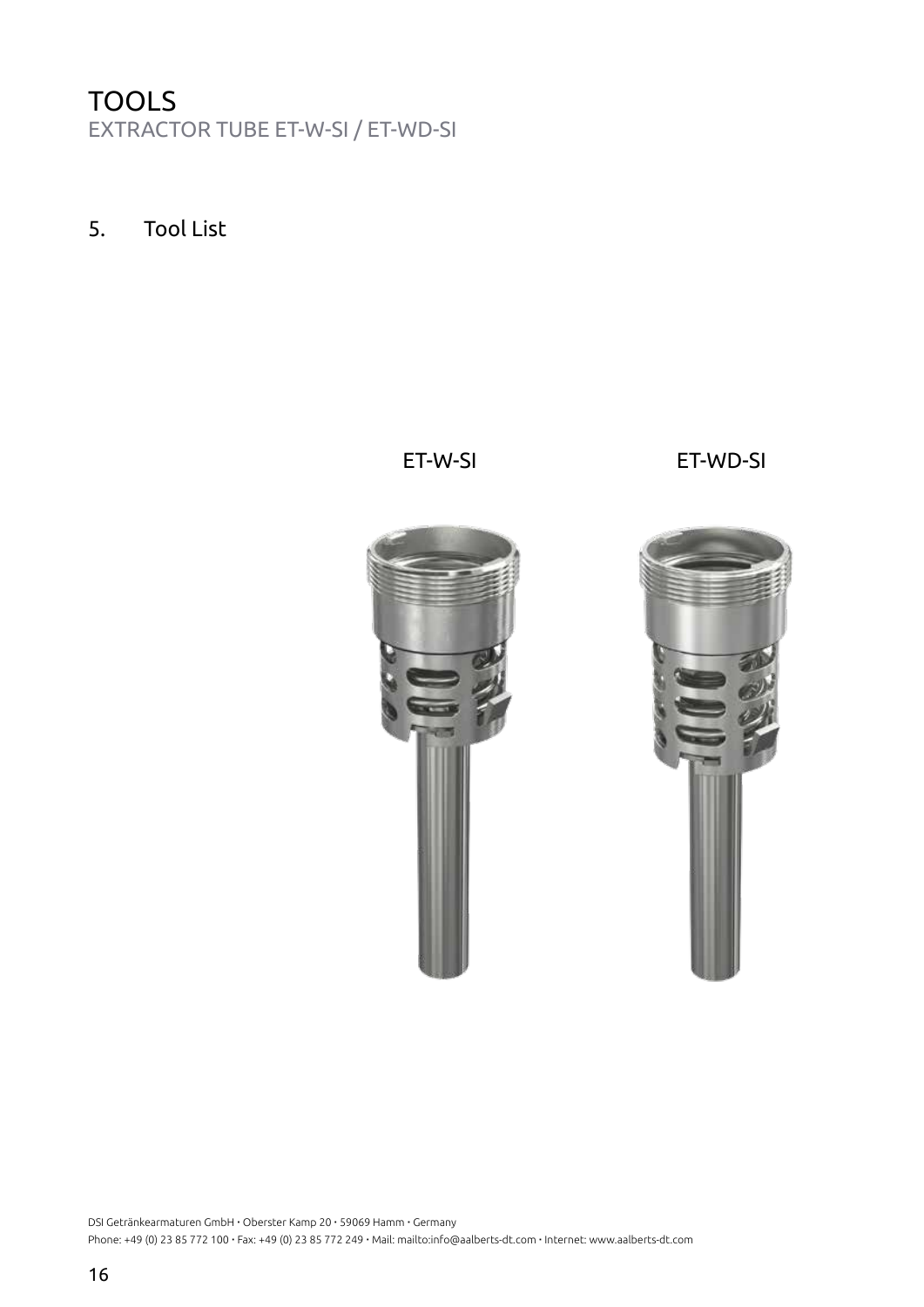# TOOLS

## EXTRACTOR TUBE ET-W-SI / ET-WD-SI

## 5. Tool List

ET-W-SI

ET-WD-SI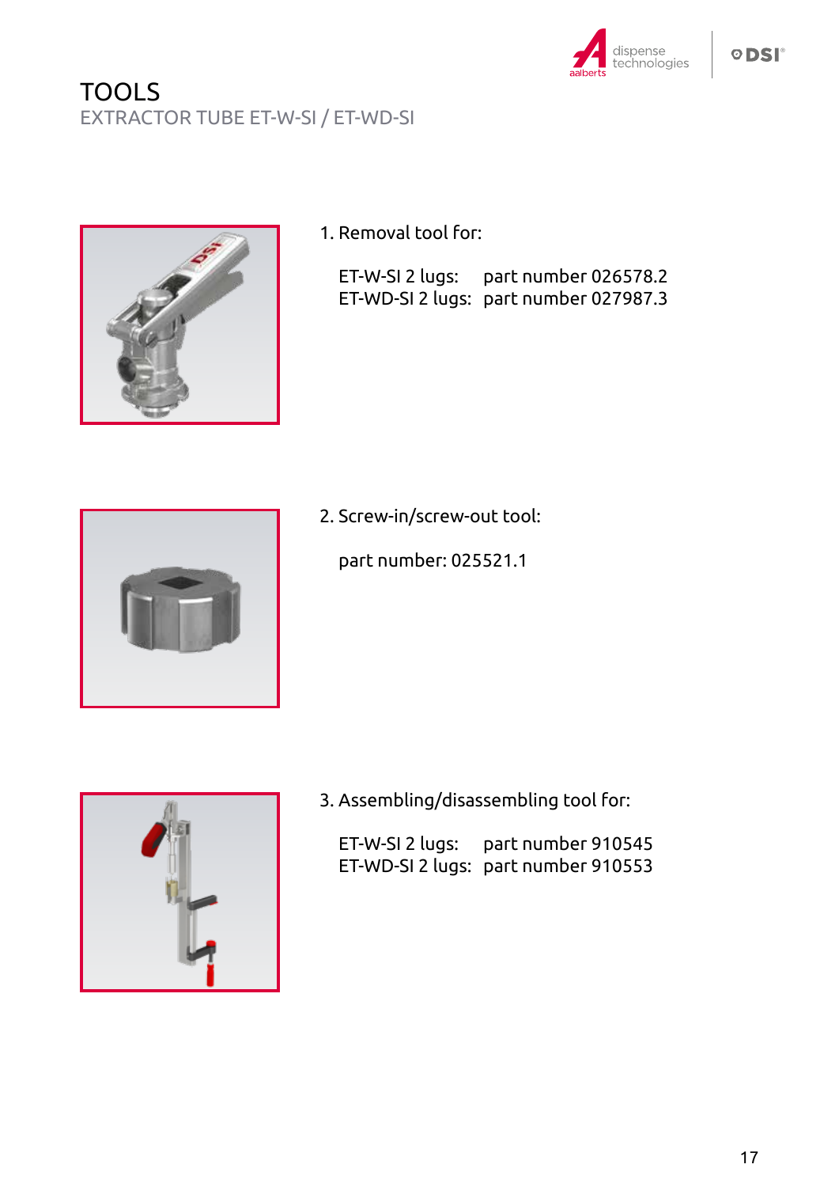# TOOLS

## EXTRACTOR TUBE ET-W-SI / ET-WD-SI

1. Removal tool for:

   ET-W-SI 2 lugs: part number 026578.2
   ET-WD-SI 2 lugs: part number 027987.3

2. Screw-in/screw-out tool:

   part number: 025521.1

3. Assembling/disassembling tool for:

   ET-W-SI 2 lugs: part number 910545
   ET-WD-SI 2 lugs: part number 910553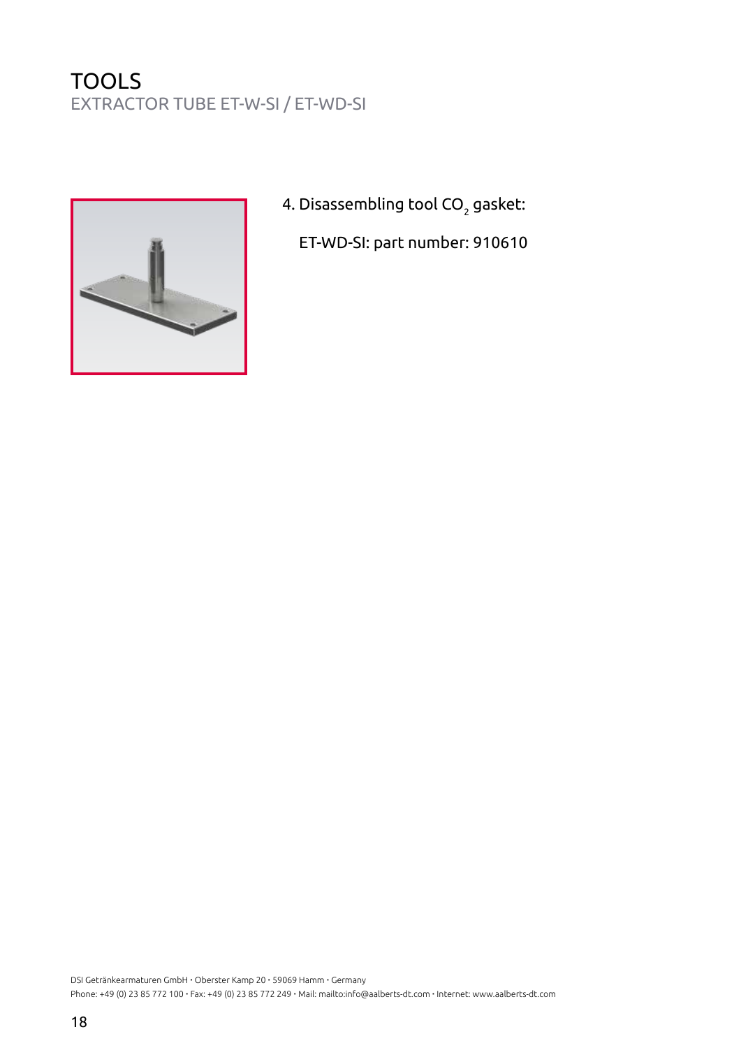# TOOLS

## EXTRACTOR TUBE ET-W-SI / ET-WD-SI

4. Disassembling tool $CO_2$ gasket:

   ET-WD-SI: part number: 910610

DSI Getränkearmaturen GmbH • Oberster Kamp 20 • 59069 Hamm • Germany
Phone: +49 (0) 23 85 772 100 • Fax: +49 (0) 23 85 772 249 • Mail: mailto:info@aalberts-dt.com • Internet: www.aalberts-dt.com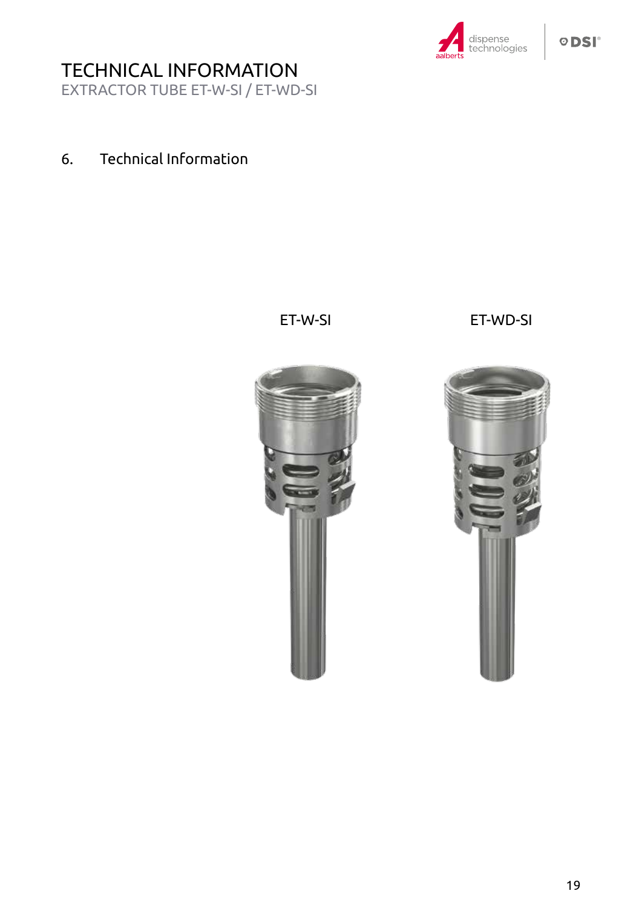# TECHNICAL INFORMATION

EXTRACTOR TUBE ET-W-SI / ET-WD-SI

## 6. Technical Information

ET-W-SI

ET-WD-SI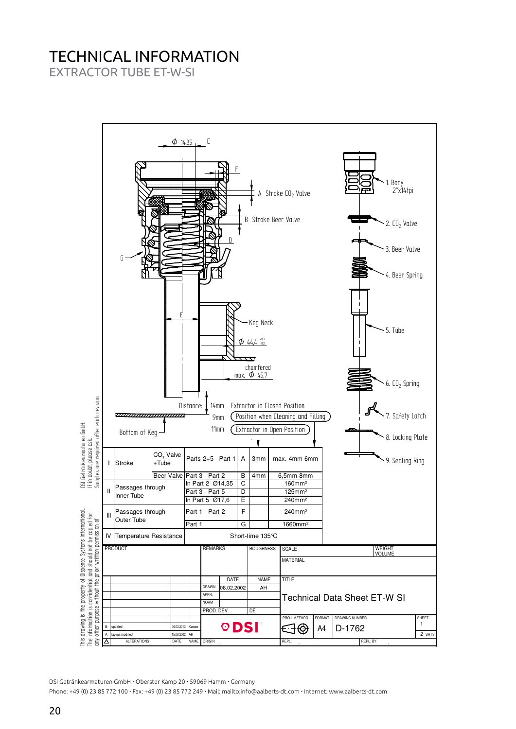# TECHNICAL INFORMATION

## EXTRACTOR TUBE ET-W-SI

Φ 14,35 — C

F

A Stroke $CO_2$ Valve

B Stroke Beer Valve

D

G

E

Keg Neck

Φ 44,4 $^{+0,3}_{-0,2}$

chamfered max. Φ 45,7

Distance: 14mm Extractor in Closed Position

9mm Position when Cleaning and Filling

11mm Extractor in Open Position

Bottom of Keg

1. Body 2"x14tpi
2. $CO_2$ Valve
3. Beer Valve
4. Beer Spring
5. Tube
6. $CO_2$ Spring
7. Safety Latch
8. Locking Plate
9. Sealing Ring

| | | | | | | |
|---|---|---|---|---|---|---|
| I | Stroke | $CO_2$ Valve +Tube | Parts 2+5 - Part 1 | A | 3mm | max. 4mm-6mm |
| | | Beer Valve | Part 3 - Part 2 | B | 4mm | 6,5mm-8mm |
| II | Passages through Inner Tube | | In Part 2 Ø14,35 | C | | 160mm² |
| | | | Part 3 - Part 5 | D | | 125mm² |
| | | | In Part 5 Ø17,6 | E | | 240mm² |
| III | Passages through Outer Tube | | Part 1 - Part 2 | F | | 240mm² |
| | | | Part 1 | G | | 1660mm² |
| IV | Temperature Resistance | | Short-time 135°C | | | |

| | | | | | |
|---|---|---|---|---|---|
| PRODUCT | REMARKS | ROUGHNESS | SCALE | | WEIGHT VOLUME |
| | | | MATERIAL | | |
| | DATE | NAME | TITLE | | |
| DRAWN | 08.02.2002 | AH | Technical Data Sheet ET-W SI | | |
| APPR. | | | | | |
| NORM | | | | | |
| PROD. DEV. | | DE | | | |
| B updated 06.03.2013 Kunze | DSI | | PROJ. METHOD | FORMAT A4 | DRAWING NUMBER D-1762 | SHEET 1 / 2 SHTS. |
| A lay-out modified 15.08.2002 AH | | | | | |
| ALTERATIONS DATE NAME | ORIGIN | | REPL. | | REPL. BY |

This drawing is the property of Dispense Systems International. The information is confidential and should not be copied for any other purpose without the prior written permission of DSI Getränkearmaturen GmbH. If in doubt, please ask. Samples are required after each revision.

DSI Getränkearmaturen GmbH • Oberster Kamp 20 • 59069 Hamm • Germany

Phone: +49 (0) 23 85 772 100 • Fax: +49 (0) 23 85 772 249 • Mail: mailto:info@aalberts-dt.com • Internet: www.aalberts-dt.com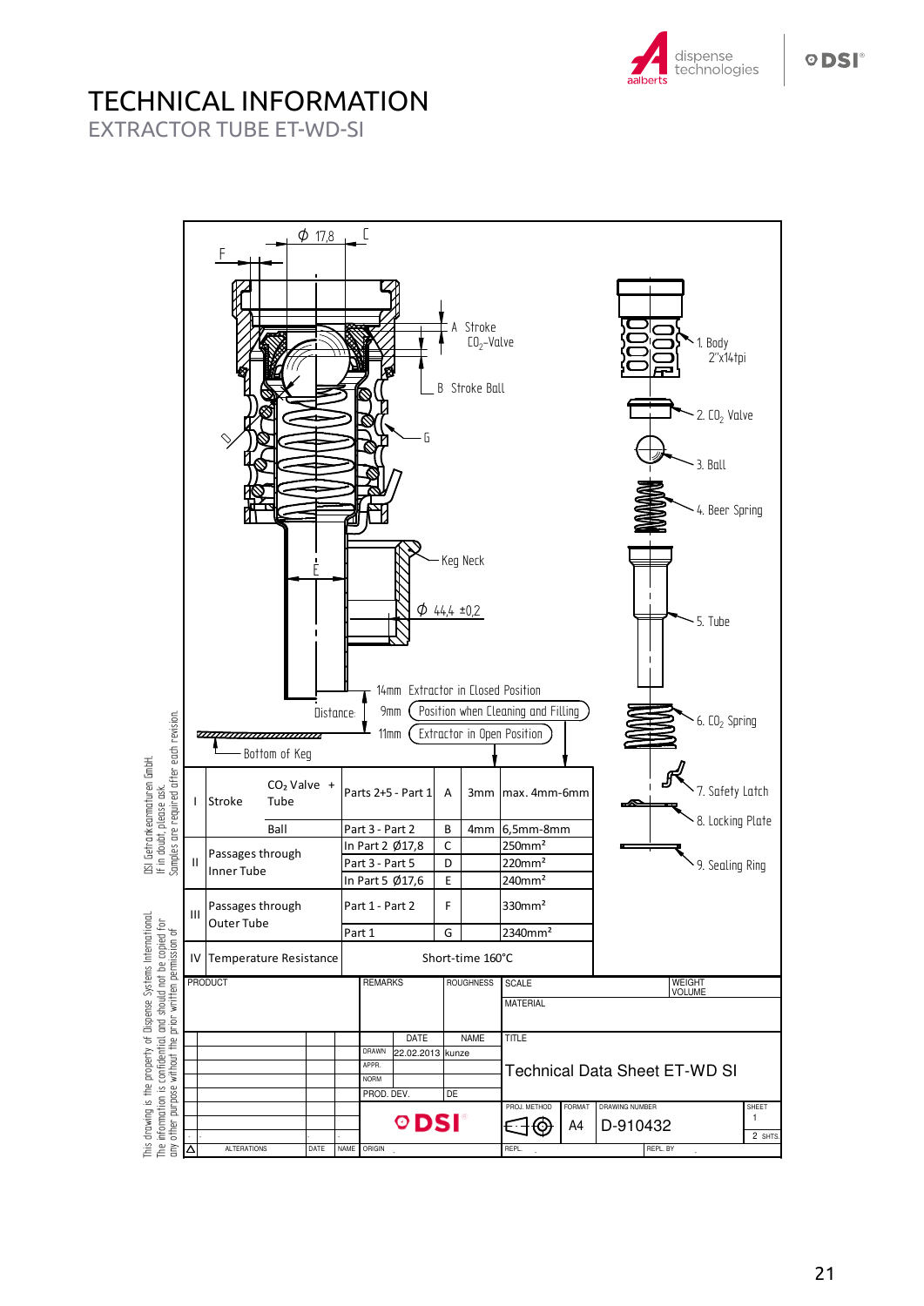# TECHNICAL INFORMATION

## EXTRACTOR TUBE ET-WD-SI

Ø 17,8

F

C

A Stroke $CO_2$-Valve

B Stroke Ball

G

D

E

Keg Neck

Ø 44,4 ±0,2

14mm Extractor in Closed Position

Distance: 9mm Position when Cleaning and Filling

11mm Extractor in Open Position

Bottom of Keg

1. Body 2"x14tpi
2. $CO_2$ Valve
3. Ball
4. Beer Spring
5. Tube
6. $CO_2$ Spring
7. Safety Latch
8. Locking Plate
9. Sealing Ring

| | | | | | | |
|---|---|---|---|---|---|---|
| I | Stroke | $CO_2$ Valve + Tube | Parts 2+5 - Part 1 | A | 3mm | max. 4mm-6mm |
| | | Ball | Part 3 - Part 2 | B | 4mm | 6,5mm-8mm |
| II | Passages through Inner Tube | | In Part 2 Ø17,8 | C | | 250mm² |
| | | | Part 3 - Part 5 | D | | 220mm² |
| | | | In Part 5 Ø17,6 | E | | 240mm² |
| III | Passages through Outer Tube | | Part 1 - Part 2 | F | | 330mm² |
| | | | Part 1 | G | | 2340mm² |
| IV | Temperature Resistance | | Short-time 160°C | | | |

| PRODUCT | REMARKS | ROUGHNESS | SCALE | WEIGHT VOLUME |
|---|---|---|---|---|
| | | | MATERIAL | |

| | DATE | NAME | TITLE |
|---|---|---|---|
| DRAWN | 22.02.2013 | kunze | Technical Data Sheet ET-WD SI |
| APPR. | | | |
| NORM | | | |
| PROD. DEV. | | DE | |

PROJ. METHOD | FORMAT: A4 | DRAWING NUMBER: D-910432 | SHEET 1 | 2 SHTS.

ALTERATIONS | DATE | NAME | ORIGIN | REPL. | REPL. BY

This drawing is the property of Dispense Systems International. The information is confidential and should not be copied for any other purpose without the prior written permission of DSI Getränkearmaturen GmbH. If in doubt, please ask. Samples are required after each revision.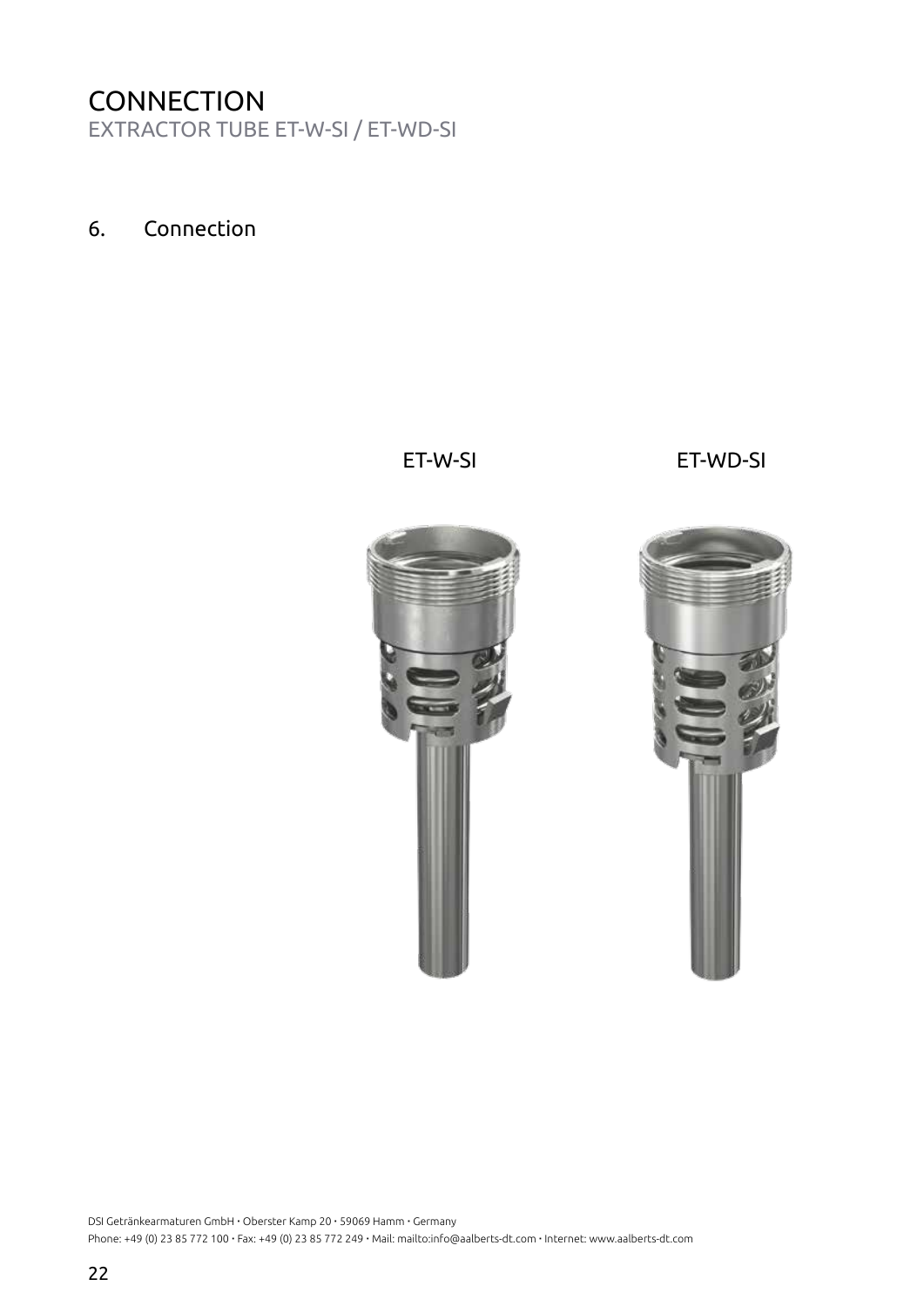# CONNECTION

EXTRACTOR TUBE ET-W-SI / ET-WD-SI

## 6. Connection

ET-W-SI

ET-WD-SI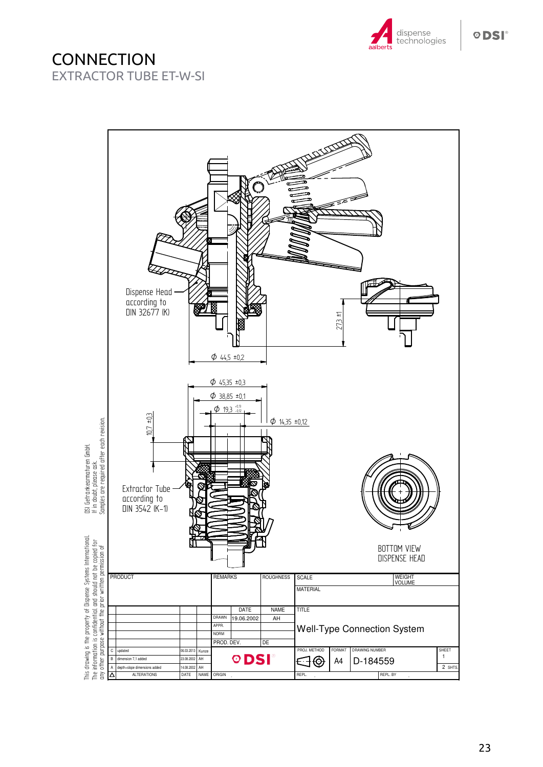# CONNECTION

## EXTRACTOR TUBE ET-W-SI

Dispense Head according to DIN 32677 (K)

27,3 ±1

$\phi$ 44,5 ±0,2

$\phi$ 45,35 ±0,3

$\phi$ 38,85 ±0,1

$\phi$ 19,3 $^{+0,13}_{-0,12}$

$\phi$ 14,35 ±0,12

10,7 ±0,3

Extractor Tube according to DIN 3542 (K-1)

BOTTOM VIEW DISPENSE HEAD

This drawing is the property of Dispense Systems International. The information is confidential and should not be copied for any other purpose without the prior written permission of DSI Getränkearmaturen GmbH. If in doubt, please ask. Samples are required after each revision.

| PRODUCT | REMARKS | ROUGHNESS | SCALE | WEIGHT VOLUME |
|---|---|---|---|---|
| | | | MATERIAL | |

| | | DATE | NAME | TITLE |
|---|---|---|---|---|
| | DRAWN | 19.06.2002 | AH | Well-Type Connection System |
| | APPR. | | | |
| | NORM | | | |
| | PROD. DEV. | | DE | |

| △ | ALTERATIONS | DATE | NAME |
|---|---|---|---|
| C | updated | 06.03.2013 | Kunze |
| B | dimension 7,1 added | 23.08.2002 | AH |
| A | depth+slope dimensions added | 14.08.2002 | AH |

DSI

ORIGIN

| PROJ. METHOD | FORMAT | DRAWING NUMBER | SHEET |
|---|---|---|---|
| | A4 | D-184559 | 1 / 2 SHTS. |

REPL. | REPL. BY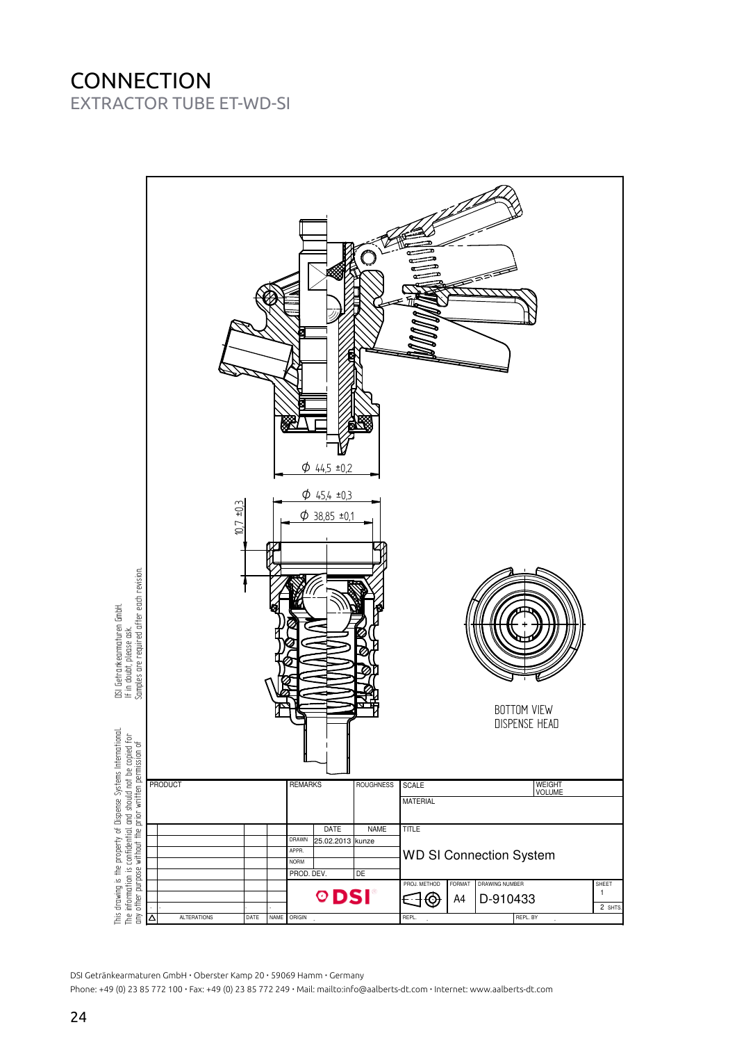# CONNECTION

## EXTRACTOR TUBE ET-WD-SI

Ø 44,5 ±0,2

Ø 45,4 ±0,3

Ø 38,85 ±0,1

10,7 ±0,3

BOTTOM VIEW
DISPENSE HEAD

This drawing is the property of Dispense Systems International. DSI Getränkearmaturen GmbH.
The information is confidential and should not be copied for If in doubt, please ask.
any other purpose without the prior written permission of Samples are required after each revision.

| PRODUCT | REMARKS | ROUGHNESS | SCALE | WEIGHT VOLUME |
|---|---|---|---|---|
| | | | MATERIAL | |
| | | DATE / NAME | TITLE | |
| | DRAWN | 25.02.2013 kunze | WD SI Connection System | |
| | APPR. | | | |
| | NORM | | | |
| | PROD. DEV. | DE | | |
| | DSI | | PROJ. METHOD / FORMAT A4 / DRAWING NUMBER D-910433 | SHEET 1 / 2 SHTS. |
| ALTERATIONS / DATE / NAME | ORIGIN | | REPL. | REPL. BY |

DSI Getränkearmaturen GmbH • Oberster Kamp 20 • 59069 Hamm • Germany
Phone: +49 (0) 23 85 772 100 • Fax: +49 (0) 23 85 772 249 • Mail: mailto:info@aalberts-dt.com • Internet: www.aalberts-dt.com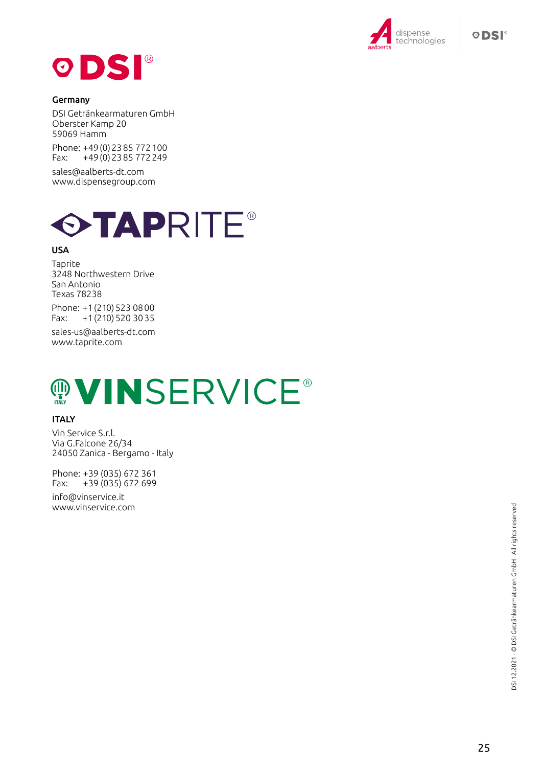# DSI®

### Germany

DSI Getränkearmaturen GmbH
Oberster Kamp 20
59069 Hamm

Phone: +49 (0) 23 85 772 100
Fax: +49 (0) 23 85 772 249

sales@aalberts-dt.com
www.dispensegroup.com

# TAPRITE®

### USA

Taprite
3248 Northwestern Drive
San Antonio
Texas 78238

Phone: +1 (210) 523 08 00
Fax: +1 (210) 520 30 35

sales-us@aalberts-dt.com
www.taprite.com

# VINSERVICE®

### ITALY

Vin Service S.r.l.
Via G.Falcone 26/34
24050 Zanica - Bergamo - Italy

Phone: +39 (035) 672 361
Fax: +39 (035) 672 699

info@vinservice.it
www.vinservice.com

DSI 12.2021 · © DSI Getränkearmaturen GmbH · All rights reserved